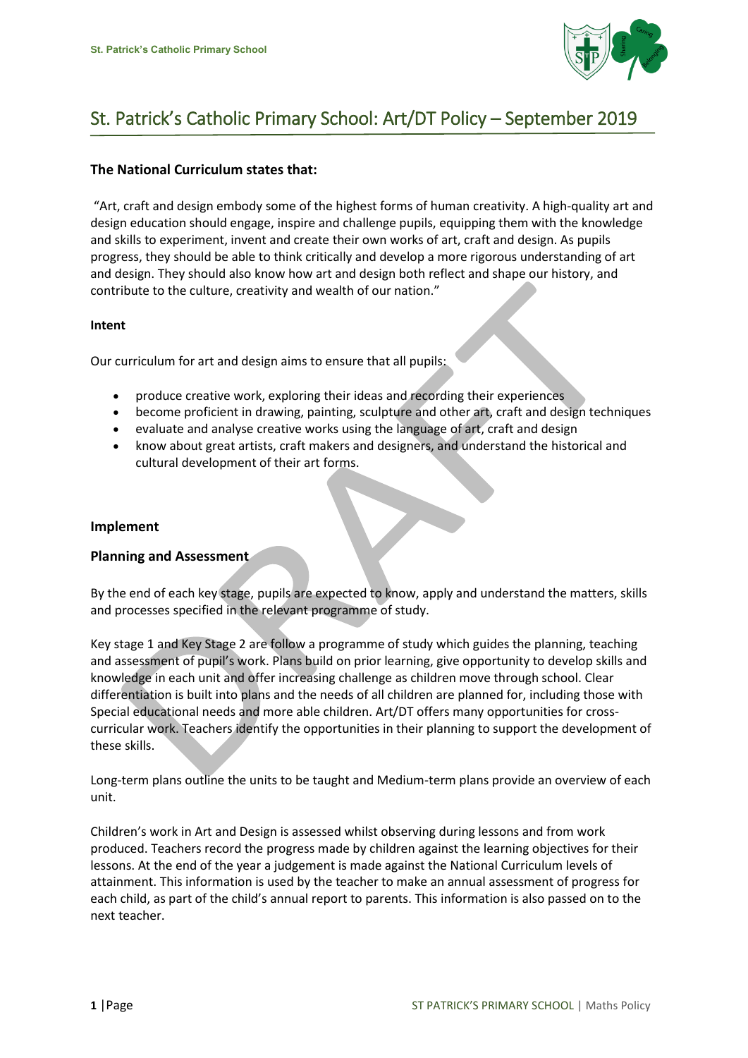# St. Patrick's Catholic Primary School: Art/DT Policy – September 2019

**The National Curriculum states that:**

"Art, craft and design embody some of the highest forms of human creativity. A high-quality art and design education should engage, inspire and challenge pupils, equipping them with the knowledge and skills to experiment, invent and create their own works of art, craft and design. As pupils progress, they should be able to think critically and develop a more rigorous understanding of art and design. They should also know how art and design both reflect and shape our history, and contribute to the culture, creativity and wealth of our nation."

**Intent**

Our curriculum for art and design aims to ensure that all pupils:

- produce creative work, exploring their ideas and recording their experiences
- become proficient in drawing, painting, sculpture and other art, craft and design techniques
- evaluate and analyse creative works using the language of art, craft and design
- know about great artists, craft makers and designers, and understand the historical and cultural development of their art forms.

**Implement**

**Planning and Assessment**

By the end of each key stage, pupils are expected to know, apply and understand the matters, skills and processes specified in the relevant programme of study.

Key stage 1 and Key Stage 2 are follow a programme of study which guides the planning, teaching and assessment of pupil's work. Plans build on prior learning, give opportunity to develop skills and knowledge in each unit and offer increasing challenge as children move through school. Clear differentiation is built into plans and the needs of all children are planned for, including those with Special educational needs and more able children. Art/DT offers many opportunities for cross-curricular work. Teachers identify the opportunities in their planning to support the development of these skills.

Long-term plans outline the units to be taught and Medium-term plans provide an overview of each unit.

Children's work in Art and Design is assessed whilst observing during lessons and from work produced. Teachers record the progress made by children against the learning objectives for their lessons. At the end of the year a judgement is made against the National Curriculum levels of attainment. This information is used by the teacher to make an annual assessment of progress for each child, as part of the child's annual report to parents. This information is also passed on to the next teacher.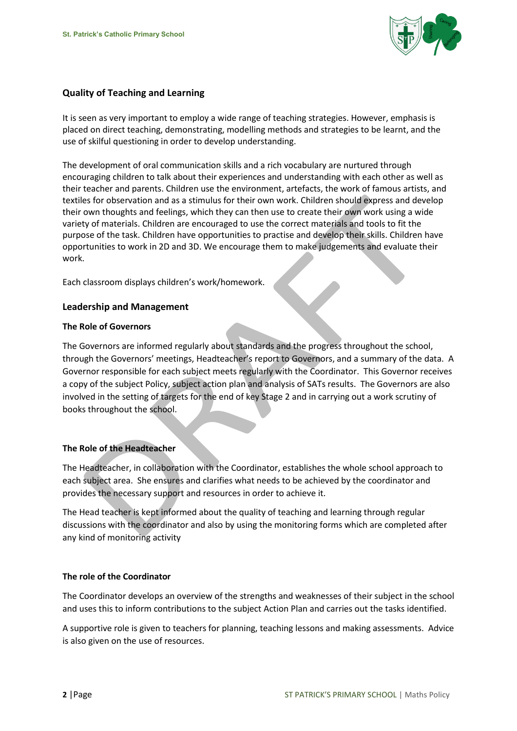## Quality of Teaching and Learning

It is seen as very important to employ a wide range of teaching strategies. However, emphasis is placed on direct teaching, demonstrating, modelling methods and strategies to be learnt, and the use of skilful questioning in order to develop understanding.

The development of oral communication skills and a rich vocabulary are nurtured through encouraging children to talk about their experiences and understanding with each other as well as their teacher and parents. Children use the environment, artefacts, the work of famous artists, and textiles for observation and as a stimulus for their own work. Children should express and develop their own thoughts and feelings, which they can then use to create their own work using a wide variety of materials. Children are encouraged to use the correct materials and tools to fit the purpose of the task. Children have opportunities to practise and develop their skills. Children have opportunities to work in 2D and 3D. We encourage them to make judgements and evaluate their work.

Each classroom displays children's work/homework.

## Leadership and Management

### The Role of Governors

The Governors are informed regularly about standards and the progress throughout the school, through the Governors' meetings, Headteacher's report to Governors, and a summary of the data. A Governor responsible for each subject meets regularly with the Coordinator. This Governor receives a copy of the subject Policy, subject action plan and analysis of SATs results. The Governors are also involved in the setting of targets for the end of key Stage 2 and in carrying out a work scrutiny of books throughout the school.

### The Role of the Headteacher

The Headteacher, in collaboration with the Coordinator, establishes the whole school approach to each subject area. She ensures and clarifies what needs to be achieved by the coordinator and provides the necessary support and resources in order to achieve it.

The Head teacher is kept informed about the quality of teaching and learning through regular discussions with the coordinator and also by using the monitoring forms which are completed after any kind of monitoring activity

### The role of the Coordinator

The Coordinator develops an overview of the strengths and weaknesses of their subject in the school and uses this to inform contributions to the subject Action Plan and carries out the tasks identified.

A supportive role is given to teachers for planning, teaching lessons and making assessments. Advice is also given on the use of resources.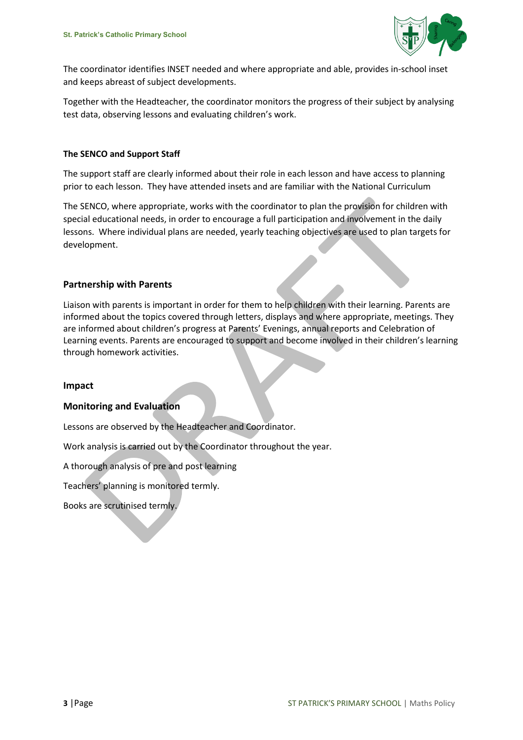The coordinator identifies INSET needed and where appropriate and able, provides in-school inset and keeps abreast of subject developments.

Together with the Headteacher, the coordinator monitors the progress of their subject by analysing test data, observing lessons and evaluating children's work.

**The SENCO and Support Staff**

The support staff are clearly informed about their role in each lesson and have access to planning prior to each lesson. They have attended insets and are familiar with the National Curriculum

The SENCO, where appropriate, works with the coordinator to plan the provision for children with special educational needs, in order to encourage a full participation and involvement in the daily lessons. Where individual plans are needed, yearly teaching objectives are used to plan targets for development.

## Partnership with Parents

Liaison with parents is important in order for them to help children with their learning. Parents are informed about the topics covered through letters, displays and where appropriate, meetings. They are informed about children's progress at Parents' Evenings, annual reports and Celebration of Learning events. Parents are encouraged to support and become involved in their children's learning through homework activities.

## Impact

## Monitoring and Evaluation

Lessons are observed by the Headteacher and Coordinator.

Work analysis is carried out by the Coordinator throughout the year.

A thorough analysis of pre and post learning

Teachers' planning is monitored termly.

Books are scrutinised termly.